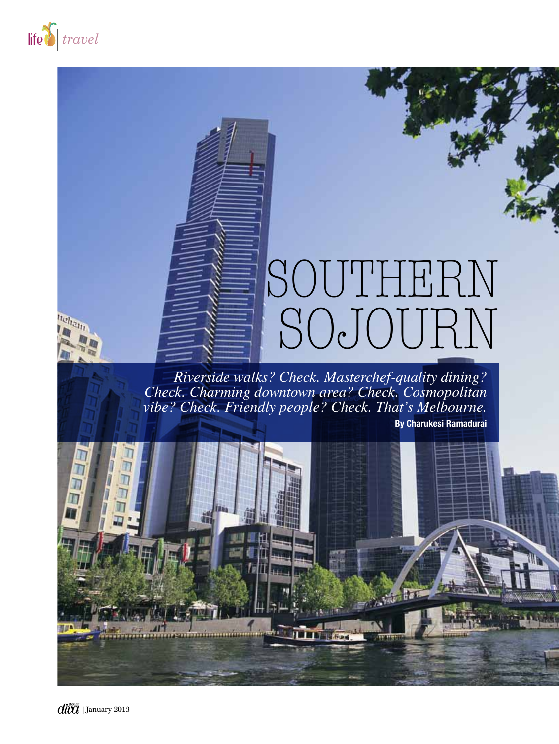# SOUTHERN SOJOURN

*Riverside walks? Check. Masterchef-quality dining? Check. Charming downtown area? Check. Cosmopolitan vibe? Check. Friendly people? Check. That's Melbourne.*

**By Charukesi Ramadurai**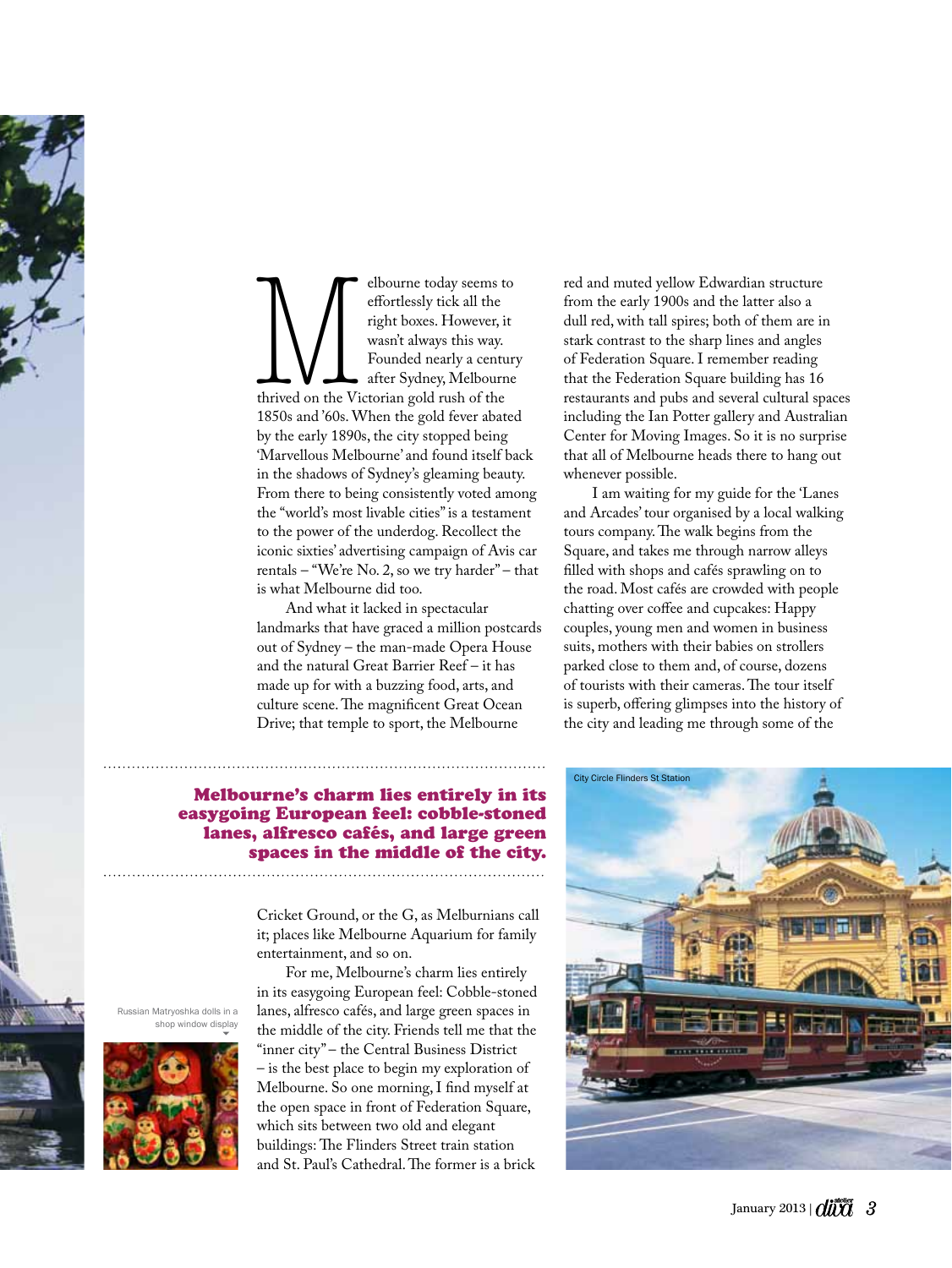Melbourne today seems to effortlessly tick all the right boxes. However, it wasn't always this way. Founded nearly a century after Sydney, Melbourne thrived on the Victorian gold rush of the 1850s and '60s. When the gold fever abated by the early 1890s, the city stopped being 'Marvellous Melbourne' and found itself back in the shadows of Sydney's gleaming beauty. From there to being consistently voted among the "world's most livable cities" is a testament to the power of the underdog. Recollect the iconic sixties' advertising campaign of Avis car rentals – "We're No. 2, so we try harder" – that is what Melbourne did too.

And what it lacked in spectacular landmarks that have graced a million postcards out of Sydney – the man-made Opera House and the natural Great Barrier Reef – it has made up for with a buzzing food, arts, and culture scene. The magnificent Great Ocean Drive; that temple to sport, the Melbourne Cricket Ground, or the G, as Melburnians call it; places like Melbourne Aquarium for family entertainment, and so on.

**Melbourne's charm lies entirely in its easygoing European feel: cobble-stoned lanes, alfresco cafés, and large green spaces in the middle of the city.**

For me, Melbourne's charm lies entirely in its easygoing European feel: Cobble-stoned lanes, alfresco cafés, and large green spaces in the middle of the city. Friends tell me that the "inner city" – the Central Business District – is the best place to begin my exploration of Melbourne. So one morning, I find myself at the open space in front of Federation Square, which sits between two old and elegant buildings: The Flinders Street train station and St. Paul's Cathedral. The former is a brick red and muted yellow Edwardian structure from the early 1900s and the latter also a dull red, with tall spires; both of them are in stark contrast to the sharp lines and angles of Federation Square. I remember reading that the Federation Square building has 16 restaurants and pubs and several cultural spaces including the Ian Potter gallery and Australian Center for Moving Images. So it is no surprise that all of Melbourne heads there to hang out whenever possible.

I am waiting for my guide for the 'Lanes and Arcades' tour organised by a local walking tours company. The walk begins from the Square, and takes me through narrow alleys filled with shops and cafés sprawling on to the road. Most cafés are crowded with people chatting over coffee and cupcakes: Happy couples, young men and women in business suits, mothers with their babies on strollers parked close to them and, of course, dozens of tourists with their cameras. The tour itself is superb, offering glimpses into the history of the city and leading me through some of the

Russian Matryoshka dolls in a shop window display

City Circle Flinders St Station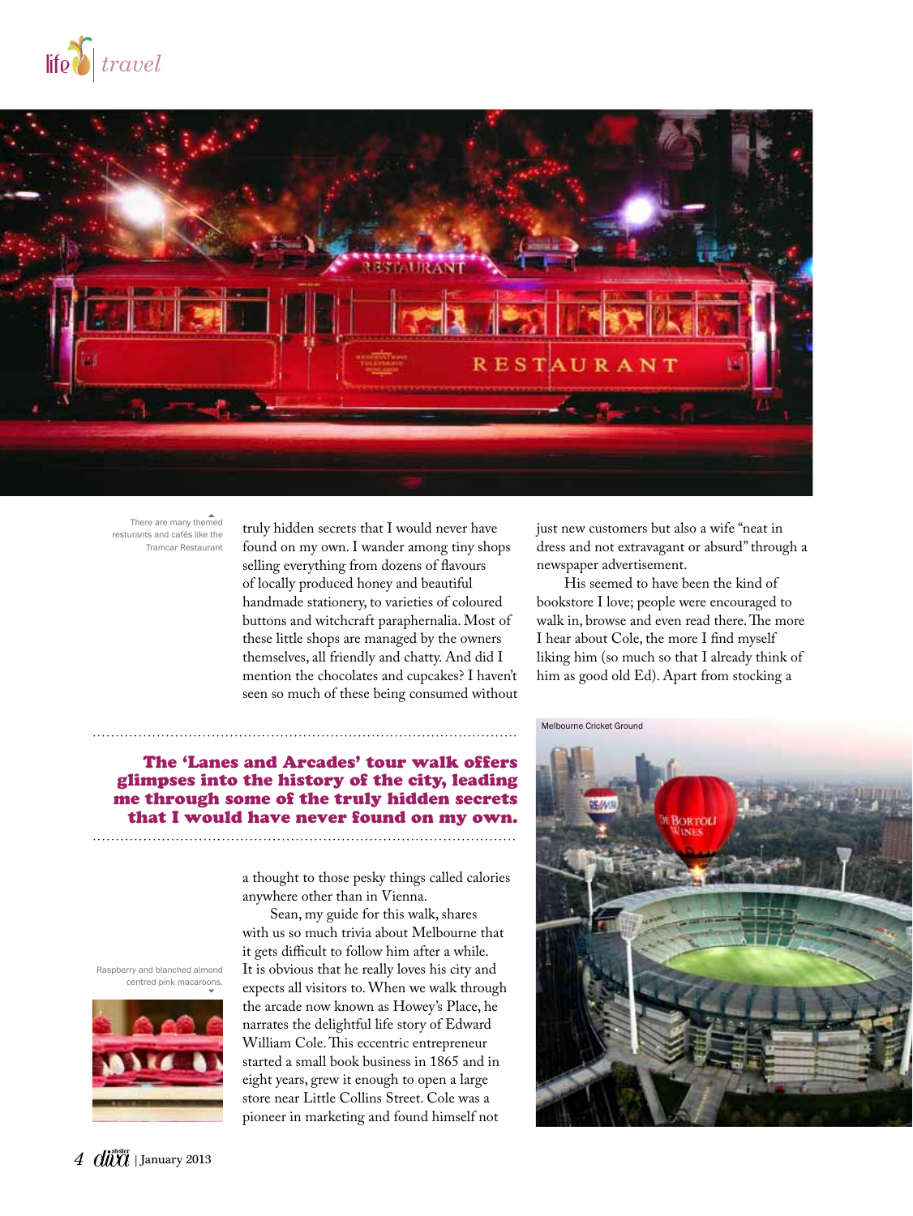There are many themed resturants and cafés like the Tramcar Restaurant

truly hidden secrets that I would never have found on my own. I wander among tiny shops selling everything from dozens of flavours of locally produced honey and beautiful handmade stationery, to varieties of coloured buttons and witchcraft paraphernalia. Most of these little shops are managed by the owners themselves, all friendly and chatty. And did I mention the chocolates and cupcakes? I haven't seen so much of these being consumed without a thought to those pesky things called calories anywhere other than in Vienna.

**The 'Lanes and Arcades' tour walk offers glimpses into the history of the city, leading me through some of the truly hidden secrets that I would have never found on my own.**

Sean, my guide for this walk, shares with us so much trivia about Melbourne that it gets difficult to follow him after a while. It is obvious that he really loves his city and expects all visitors to. When we walk through the arcade now known as Howey's Place, he narrates the delightful life story of Edward William Cole. This eccentric entrepreneur started a small book business in 1865 and in eight years, grew it enough to open a large store near Little Collins Street. Cole was a pioneer in marketing and found himself not just new customers but also a wife "neat in dress and not extravagant or absurd" through a newspaper advertisement.

His seemed to have been the kind of bookstore I love; people were encouraged to walk in, browse and even read there. The more I hear about Cole, the more I find myself liking him (so much so that I already think of him as good old Ed). Apart from stocking a

Raspberry and blanched almond centred pink macaroons.

Melbourne Cricket Ground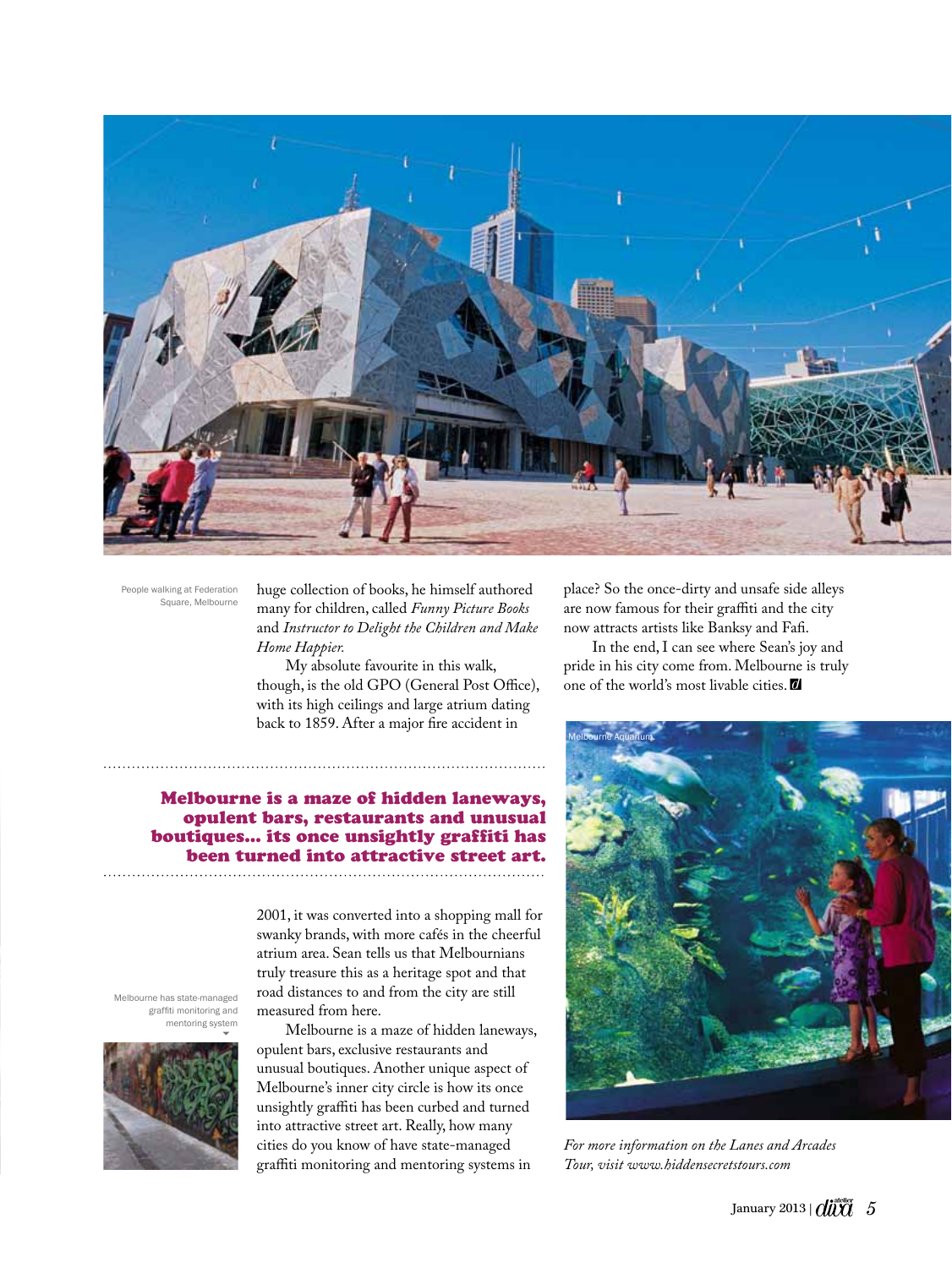People walking at Federation Square, Melbourne

huge collection of books, he himself authored many for children, called *Funny Picture Books* and *Instructor to Delight the Children and Make Home Happier.*

My absolute favourite in this walk, though, is the old GPO (General Post Office), with its high ceilings and large atrium dating back to 1859. After a major fire accident in 2001, it was converted into a shopping mall for swanky brands, with more cafés in the cheerful atrium area. Sean tells us that Melbournians truly treasure this as a heritage spot and that road distances to and from the city are still measured from here.

**Melbourne is a maze of hidden laneways, opulent bars, restaurants and unusual boutiques… its once unsightly graffiti has been turned into attractive street art.**

Melbourne is a maze of hidden laneways, opulent bars, exclusive restaurants and unusual boutiques. Another unique aspect of Melbourne's inner city circle is how its once unsightly graffiti has been curbed and turned into attractive street art. Really, how many cities do you know of have state-managed graffiti monitoring and mentoring systems in place? So the once-dirty and unsafe side alleys are now famous for their graffiti and the city now attracts artists like Banksy and Fafi.

In the end, I can see where Sean's joy and pride in his city come from. Melbourne is truly one of the world's most livable cities.

Melbourne has state-managed graffiti monitoring and mentoring system

Melbourne Aquarium

*For more information on the Lanes and Arcades Tour, visit www.hiddensecretstours.com*